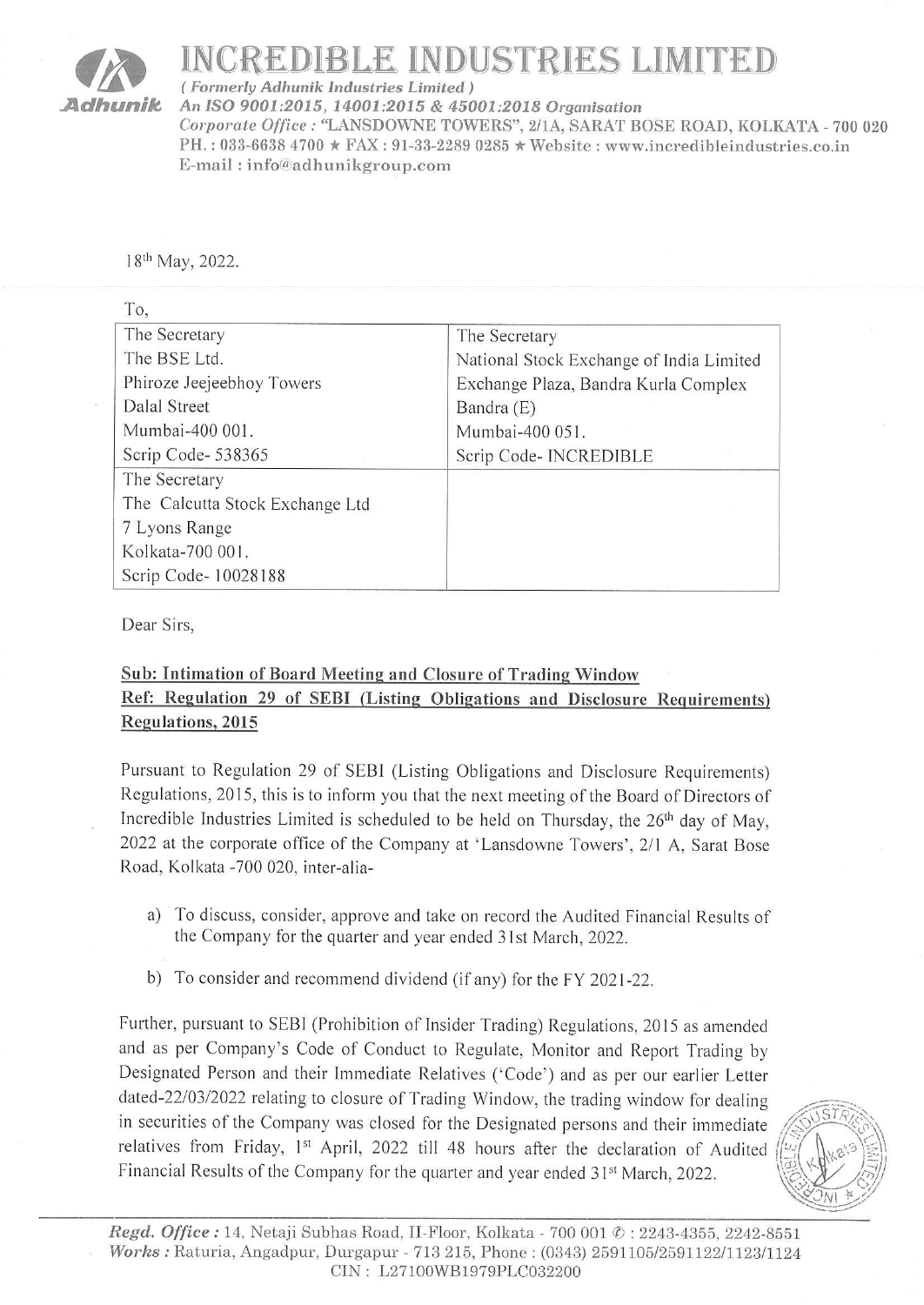# INCREDIBLE INDUSTRIES LIMITED

*( Formerly Adhunik Industries Limited )*
*An ISO 9001:2015, 14001:2015 & 45001:2018 Organisation*
*Corporate Office :* "LANSDOWNE TOWERS", 2/1A, SARAT BOSE ROAD, KOLKATA - 700 020
PH. : 033-6638 4700 ★ FAX : 91-33-2289 0285 ★ Website : www.incredibleindustries.co.in
E-mail : info@adhunikgroup.com

18th May, 2022.

To,

| | |
|---|---|
| The Secretary<br>The BSE Ltd.<br>Phiroze Jeejeebhoy Towers<br>Dalal Street<br>Mumbai-400 001.<br>Scrip Code- 538365 | The Secretary<br>National Stock Exchange of India Limited<br>Exchange Plaza, Bandra Kurla Complex<br>Bandra (E)<br>Mumbai-400 051.<br>Scrip Code- INCREDIBLE |
| The Secretary<br>The Calcutta Stock Exchange Ltd<br>7 Lyons Range<br>Kolkata-700 001.<br>Scrip Code- 10028188 | |

Dear Sirs,

**Sub: Intimation of Board Meeting and Closure of Trading Window**
**Ref: Regulation 29 of SEBI (Listing Obligations and Disclosure Requirements) Regulations, 2015**

Pursuant to Regulation 29 of SEBI (Listing Obligations and Disclosure Requirements) Regulations, 2015, this is to inform you that the next meeting of the Board of Directors of Incredible Industries Limited is scheduled to be held on Thursday, the 26th day of May, 2022 at the corporate office of the Company at 'Lansdowne Towers', 2/1 A, Sarat Bose Road, Kolkata -700 020, inter-alia-

a) To discuss, consider, approve and take on record the Audited Financial Results of the Company for the quarter and year ended 31st March, 2022.

b) To consider and recommend dividend (if any) for the FY 2021-22.

Further, pursuant to SEBI (Prohibition of Insider Trading) Regulations, 2015 as amended and as per Company's Code of Conduct to Regulate, Monitor and Report Trading by Designated Person and their Immediate Relatives ('Code') and as per our earlier Letter dated-22/03/2022 relating to closure of Trading Window, the trading window for dealing in securities of the Company was closed for the Designated persons and their immediate relatives from Friday, 1st April, 2022 till 48 hours after the declaration of Audited Financial Results of the Company for the quarter and year ended 31st March, 2022.

*Regd. Office :* 14, Netaji Subhas Road, II-Floor, Kolkata - 700 001 ✆ : 2243-4355, 2242-8551
*Works :* Raturia, Angadpur, Durgapur - 713 215, Phone : (0343) 2591105/2591122/1123/1124
CIN : L27100WB1979PLC032200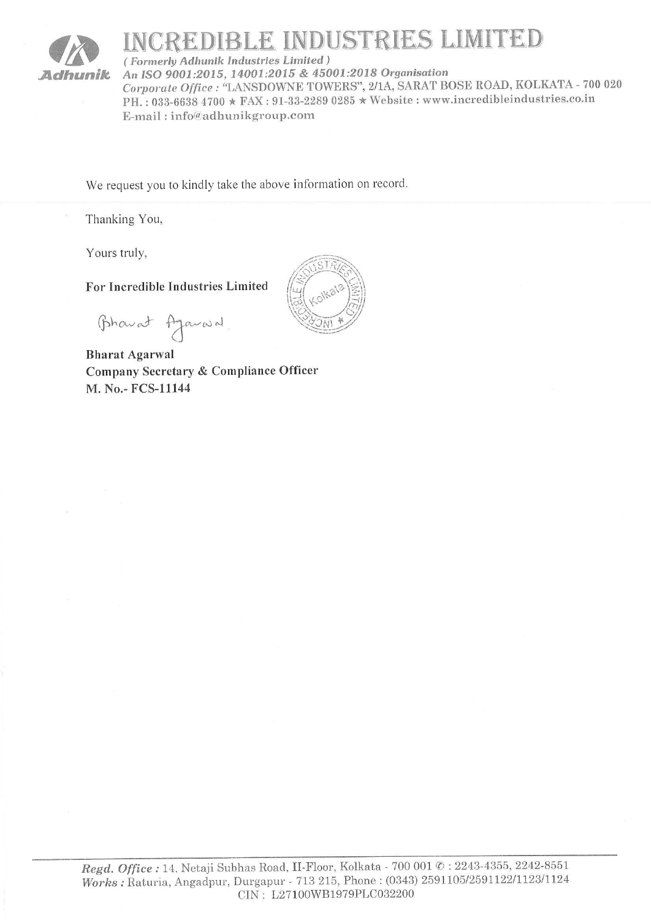# INCREDIBLE INDUSTRIES LIMITED

*( Formerly Adhunik Industries Limited )*
*An ISO 9001:2015, 14001:2015 & 45001:2018 Organisation*
*Corporate Office :* "LANSDOWNE TOWERS", 2/1A, SARAT BOSE ROAD, KOLKATA - 700 020
PH. : 033-6638 4700 ★ FAX : 91-33-2289 0285 ★ Website : www.incredibleindustries.co.in
E-mail : info@adhunikgroup.com

We request you to kindly take the above information on record.

Thanking You,

Yours truly,

**For Incredible Industries Limited**

Bharat Agarwal

**Bharat Agarwal**
**Company Secretary & Compliance Officer**
**M. No.- FCS-11144**

*Regd. Office :* 14, Netaji Subhas Road, II-Floor, Kolkata - 700 001 ✆ : 2243-4355, 2242-8551
*Works :* Raturia, Angadpur, Durgapur - 713 215, Phone : (0343) 2591105/2591122/1123/1124
CIN : L27100WB1979PLC032200